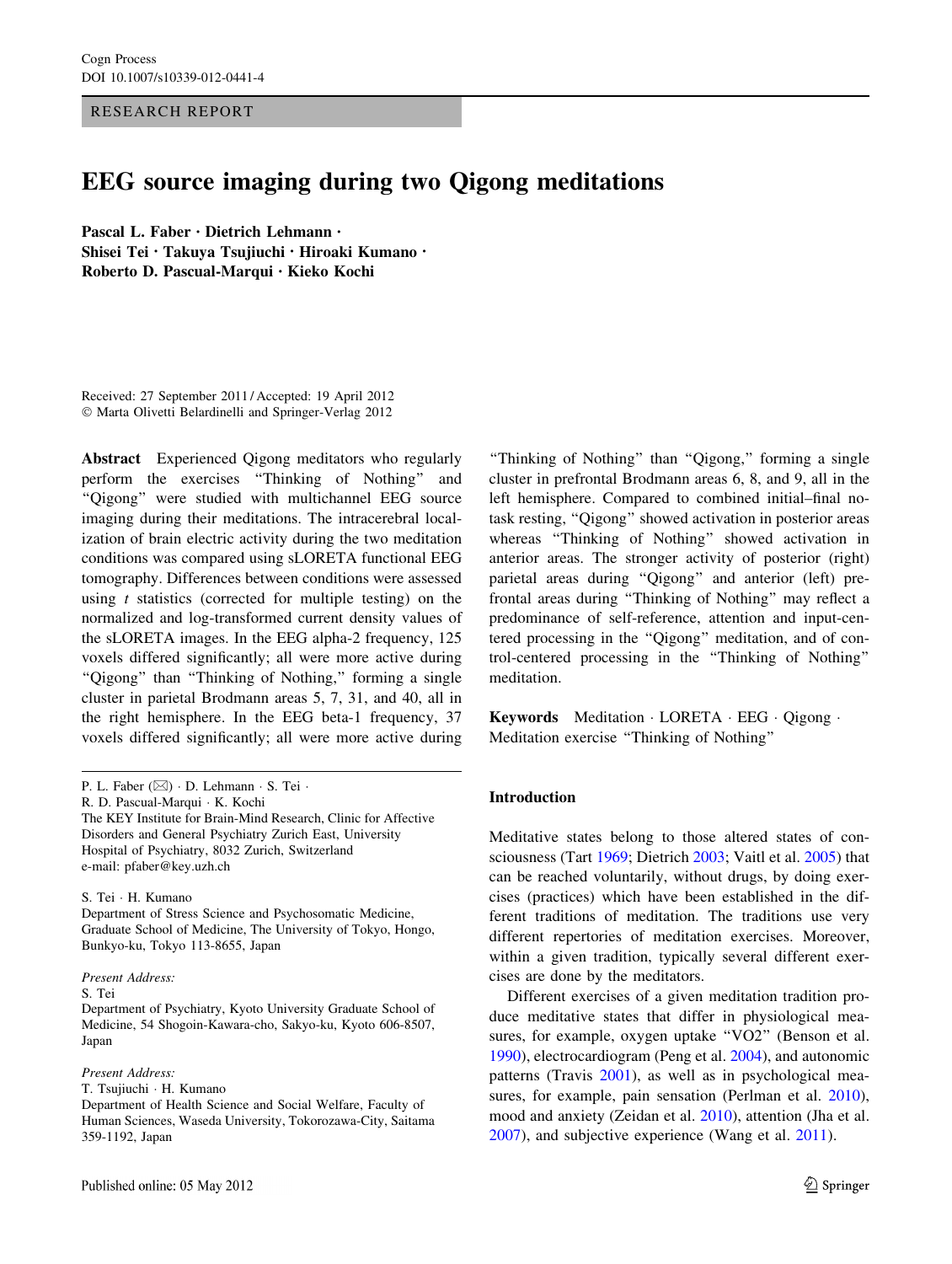RESEARCH REPORT

# EEG source imaging during two Qigong meditations

**Pascal L. Faber · Dietrich Lehmann · Shisei Tei · Takuya Tsujiuchi · Hiroaki Kumano · Roberto D. Pascual-Marqui · Kieko Kochi**

Received: 27 September 2011 / Accepted: 19 April 2012
© Marta Olivetti Belardinelli and Springer-Verlag 2012

**Abstract** Experienced Qigong meditators who regularly perform the exercises "Thinking of Nothing" and "Qigong" were studied with multichannel EEG source imaging during their meditations. The intracerebral localization of brain electric activity during the two meditation conditions was compared using sLORETA functional EEG tomography. Differences between conditions were assessed using *t* statistics (corrected for multiple testing) on the normalized and log-transformed current density values of the sLORETA images. In the EEG alpha-2 frequency, 125 voxels differed significantly; all were more active during "Qigong" than "Thinking of Nothing," forming a single cluster in parietal Brodmann areas 5, 7, 31, and 40, all in the right hemisphere. In the EEG beta-1 frequency, 37 voxels differed significantly; all were more active during "Thinking of Nothing" than "Qigong," forming a single cluster in prefrontal Brodmann areas 6, 8, and 9, all in the left hemisphere. Compared to combined initial–final no-task resting, "Qigong" showed activation in posterior areas whereas "Thinking of Nothing" showed activation in anterior areas. The stronger activity of posterior (right) parietal areas during "Qigong" and anterior (left) prefrontal areas during "Thinking of Nothing" may reflect a predominance of self-reference, attention and input-centered processing in the "Qigong" meditation, and of control-centered processing in the "Thinking of Nothing" meditation.

**Keywords** Meditation · LORETA · EEG · Qigong · Meditation exercise "Thinking of Nothing"

P. L. Faber (✉) · D. Lehmann · S. Tei · R. D. Pascual-Marqui · K. Kochi
The KEY Institute for Brain-Mind Research, Clinic for Affective Disorders and General Psychiatry Zurich East, University Hospital of Psychiatry, 8032 Zurich, Switzerland
e-mail: pfaber@key.uzh.ch

S. Tei · H. Kumano
Department of Stress Science and Psychosomatic Medicine, Graduate School of Medicine, The University of Tokyo, Hongo, Bunkyo-ku, Tokyo 113-8655, Japan

*Present Address:*
S. Tei
Department of Psychiatry, Kyoto University Graduate School of Medicine, 54 Shogoin-Kawara-cho, Sakyo-ku, Kyoto 606-8507, Japan

*Present Address:*
T. Tsujiuchi · H. Kumano
Department of Health Science and Social Welfare, Faculty of Human Sciences, Waseda University, Tokorozawa-City, Saitama 359-1192, Japan

## Introduction

Meditative states belong to those altered states of consciousness (Tart 1969; Dietrich 2003; Vaitl et al. 2005) that can be reached voluntarily, without drugs, by doing exercises (practices) which have been established in the different traditions of meditation. The traditions use very different repertories of meditation exercises. Moreover, within a given tradition, typically several different exercises are done by the meditators.

Different exercises of a given meditation tradition produce meditative states that differ in physiological measures, for example, oxygen uptake "VO2" (Benson et al. 1990), electrocardiogram (Peng et al. 2004), and autonomic patterns (Travis 2001), as well as in psychological measures, for example, pain sensation (Perlman et al. 2010), mood and anxiety (Zeidan et al. 2010), attention (Jha et al. 2007), and subjective experience (Wang et al. 2011).

Published online: 05 May 2012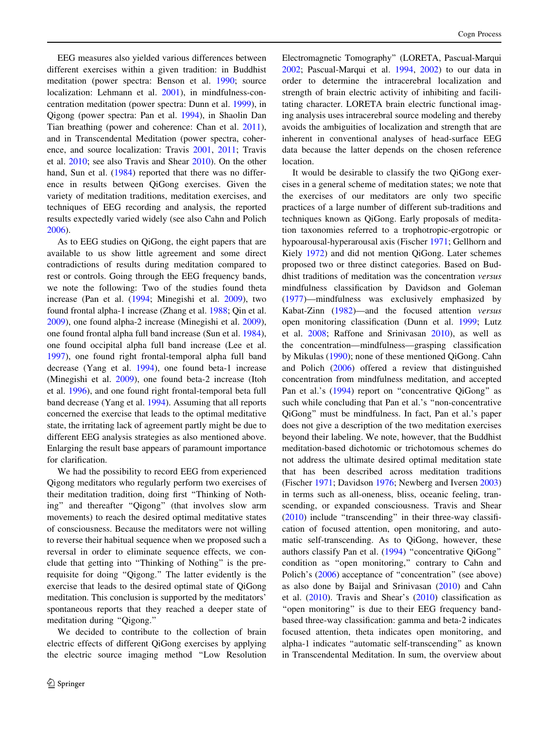EEG measures also yielded various differences between different exercises within a given tradition: in Buddhist meditation (power spectra: Benson et al. 1990; source localization: Lehmann et al. 2001), in mindfulness-concentration meditation (power spectra: Dunn et al. 1999), in Qigong (power spectra: Pan et al. 1994), in Shaolin Dan Tian breathing (power and coherence: Chan et al. 2011), and in Transcendental Meditation (power spectra, coherence, and source localization: Travis 2001, 2011; Travis et al. 2010; see also Travis and Shear 2010). On the other hand, Sun et al. (1984) reported that there was no difference in results between QiGong exercises. Given the variety of meditation traditions, meditation exercises, and techniques of EEG recording and analysis, the reported results expectedly varied widely (see also Cahn and Polich 2006).

As to EEG studies on QiGong, the eight papers that are available to us show little agreement and some direct contradictions of results during meditation compared to rest or controls. Going through the EEG frequency bands, we note the following: Two of the studies found theta increase (Pan et al. (1994; Minegishi et al. 2009), two found frontal alpha-1 increase (Zhang et al. 1988; Qin et al. 2009), one found alpha-2 increase (Minegishi et al. 2009), one found frontal alpha full band increase (Sun et al. 1984), one found occipital alpha full band increase (Lee et al. 1997), one found right frontal-temporal alpha full band decrease (Yang et al. 1994), one found beta-1 increase (Minegishi et al. 2009), one found beta-2 increase (Itoh et al. 1996), and one found right frontal-temporal beta full band decrease (Yang et al. 1994). Assuming that all reports concerned the exercise that leads to the optimal meditative state, the irritating lack of agreement partly might be due to different EEG analysis strategies as also mentioned above. Enlarging the result base appears of paramount importance for clarification.

We had the possibility to record EEG from experienced Qigong meditators who regularly perform two exercises of their meditation tradition, doing first "Thinking of Nothing" and thereafter "Qigong" (that involves slow arm movements) to reach the desired optimal meditative states of consciousness. Because the meditators were not willing to reverse their habitual sequence when we proposed such a reversal in order to eliminate sequence effects, we conclude that getting into "Thinking of Nothing" is the prerequisite for doing "Qigong." The latter evidently is the exercise that leads to the desired optimal state of QiGong meditation. This conclusion is supported by the meditators' spontaneous reports that they reached a deeper state of meditation during "Qigong."

We decided to contribute to the collection of brain electric effects of different QiGong exercises by applying the electric source imaging method "Low Resolution Electromagnetic Tomography" (LORETA, Pascual-Marqui 2002; Pascual-Marqui et al. 1994, 2002) to our data in order to determine the intracerebral localization and strength of brain electric activity of inhibiting and facilitating character. LORETA brain electric functional imaging analysis uses intracerebral source modeling and thereby avoids the ambiguities of localization and strength that are inherent in conventional analyses of head-surface EEG data because the latter depends on the chosen reference location.

It would be desirable to classify the two QiGong exercises in a general scheme of meditation states; we note that the exercises of our meditators are only two specific practices of a large number of different sub-traditions and techniques known as QiGong. Early proposals of meditation taxonomies referred to a trophotropic-ergotropic or hypoarousal-hyperarousal axis (Fischer 1971; Gellhorn and Kiely 1972) and did not mention QiGong. Later schemes proposed two or three distinct categories. Based on Buddhist traditions of meditation was the concentration *versus* mindfulness classification by Davidson and Goleman (1977)—mindfulness was exclusively emphasized by Kabat-Zinn (1982)—and the focused attention *versus* open monitoring classification (Dunn et al. 1999; Lutz et al. 2008; Raffone and Srinivasan 2010), as well as the concentration—mindfulness—grasping classification by Mikulas (1990); none of these mentioned QiGong. Cahn and Polich (2006) offered a review that distinguished concentration from mindfulness meditation, and accepted Pan et al.'s (1994) report on "concentrative QiGong" as such while concluding that Pan et al.'s "non-concentrative QiGong" must be mindfulness. In fact, Pan et al.'s paper does not give a description of the two meditation exercises beyond their labeling. We note, however, that the Buddhist meditation-based dichotomic or trichotomous schemes do not address the ultimate desired optimal meditation state that has been described across meditation traditions (Fischer 1971; Davidson 1976; Newberg and Iversen 2003) in terms such as all-oneness, bliss, oceanic feeling, transcending, or expanded consciousness. Travis and Shear (2010) include "transcending" in their three-way classification of focused attention, open monitoring, and automatic self-transcending. As to QiGong, however, these authors classify Pan et al. (1994) "concentrative QiGong" condition as "open monitoring," contrary to Cahn and Polich's (2006) acceptance of "concentration" (see above) as also done by Baijal and Srinivasan (2010) and Cahn et al. (2010). Travis and Shear's (2010) classification as "open monitoring" is due to their EEG frequency band-based three-way classification: gamma and beta-2 indicates focused attention, theta indicates open monitoring, and alpha-1 indicates "automatic self-transcending" as known in Transcendental Meditation. In sum, the overview about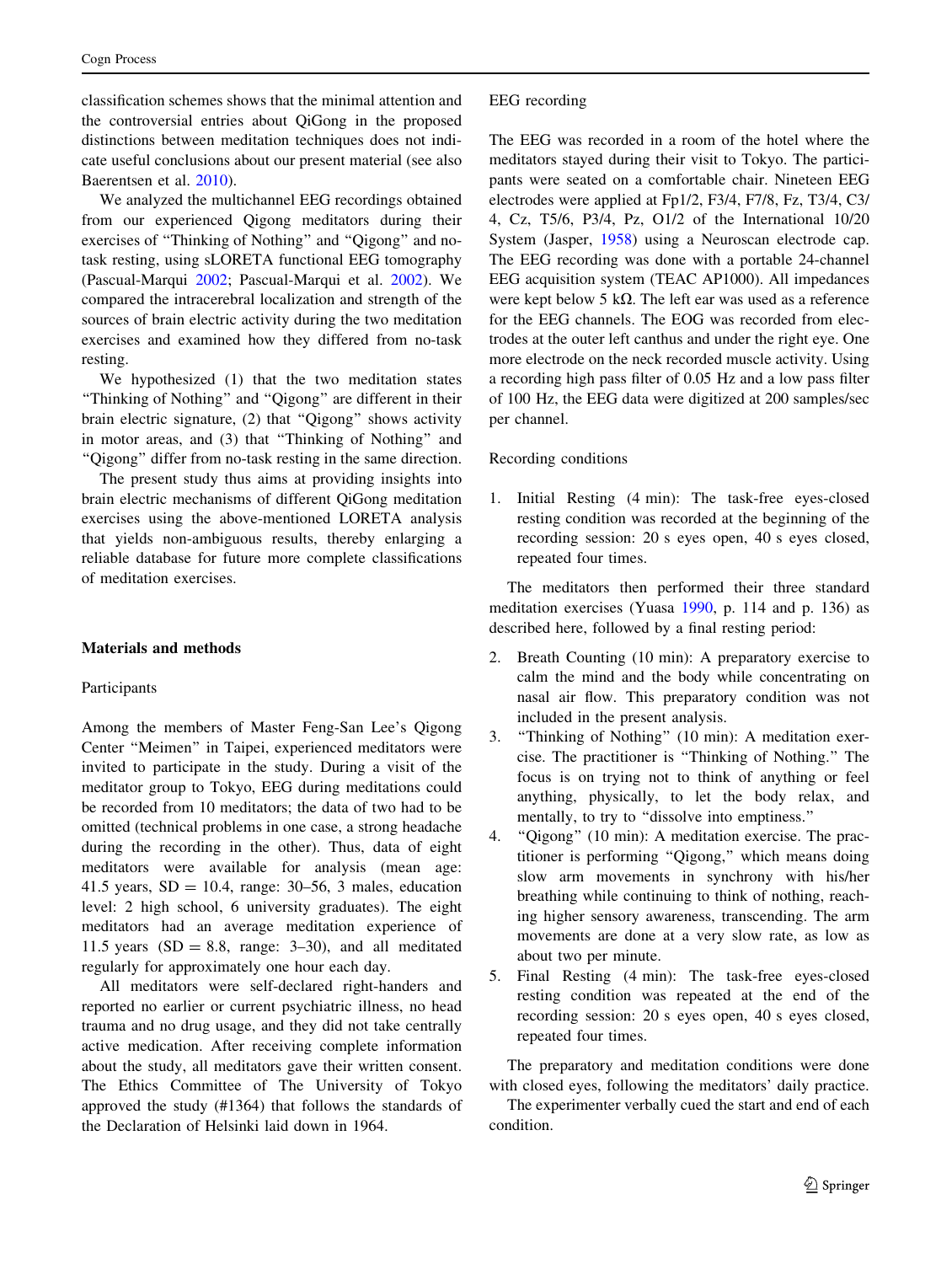classification schemes shows that the minimal attention and the controversial entries about QiGong in the proposed distinctions between meditation techniques does not indicate useful conclusions about our present material (see also Baerentsen et al. 2010).

We analyzed the multichannel EEG recordings obtained from our experienced Qigong meditators during their exercises of "Thinking of Nothing" and "Qigong" and no-task resting, using sLORETA functional EEG tomography (Pascual-Marqui 2002; Pascual-Marqui et al. 2002). We compared the intracerebral localization and strength of the sources of brain electric activity during the two meditation exercises and examined how they differed from no-task resting.

We hypothesized (1) that the two meditation states "Thinking of Nothing" and "Qigong" are different in their brain electric signature, (2) that "Qigong" shows activity in motor areas, and (3) that "Thinking of Nothing" and "Qigong" differ from no-task resting in the same direction.

The present study thus aims at providing insights into brain electric mechanisms of different QiGong meditation exercises using the above-mentioned LORETA analysis that yields non-ambiguous results, thereby enlarging a reliable database for future more complete classifications of meditation exercises.

## Materials and methods

### Participants

Among the members of Master Feng-San Lee's Qigong Center "Meimen" in Taipei, experienced meditators were invited to participate in the study. During a visit of the meditator group to Tokyo, EEG during meditations could be recorded from 10 meditators; the data of two had to be omitted (technical problems in one case, a strong headache during the recording in the other). Thus, data of eight meditators were available for analysis (mean age: 41.5 years, SD = 10.4, range: 30–56, 3 males, education level: 2 high school, 6 university graduates). The eight meditators had an average meditation experience of 11.5 years (SD = 8.8, range: 3–30), and all meditated regularly for approximately one hour each day.

All meditators were self-declared right-handers and reported no earlier or current psychiatric illness, no head trauma and no drug usage, and they did not take centrally active medication. After receiving complete information about the study, all meditators gave their written consent. The Ethics Committee of The University of Tokyo approved the study (#1364) that follows the standards of the Declaration of Helsinki laid down in 1964.

### EEG recording

The EEG was recorded in a room of the hotel where the meditators stayed during their visit to Tokyo. The participants were seated on a comfortable chair. Nineteen EEG electrodes were applied at Fp1/2, F3/4, F7/8, Fz, T3/4, C3/4, Cz, T5/6, P3/4, Pz, O1/2 of the International 10/20 System (Jasper, 1958) using a Neuroscan electrode cap. The EEG recording was done with a portable 24-channel EEG acquisition system (TEAC AP1000). All impedances were kept below 5 kΩ. The left ear was used as a reference for the EEG channels. The EOG was recorded from electrodes at the outer left canthus and under the right eye. One more electrode on the neck recorded muscle activity. Using a recording high pass filter of 0.05 Hz and a low pass filter of 100 Hz, the EEG data were digitized at 200 samples/sec per channel.

### Recording conditions

1. Initial Resting (4 min): The task-free eyes-closed resting condition was recorded at the beginning of the recording session: 20 s eyes open, 40 s eyes closed, repeated four times.

The meditators then performed their three standard meditation exercises (Yuasa 1990, p. 114 and p. 136) as described here, followed by a final resting period:

2. Breath Counting (10 min): A preparatory exercise to calm the mind and the body while concentrating on nasal air flow. This preparatory condition was not included in the present analysis.
3. "Thinking of Nothing" (10 min): A meditation exercise. The practitioner is "Thinking of Nothing." The focus is on trying not to think of anything or feel anything, physically, to let the body relax, and mentally, to try to "dissolve into emptiness."
4. "Qigong" (10 min): A meditation exercise. The practitioner is performing "Qigong," which means doing slow arm movements in synchrony with his/her breathing while continuing to think of nothing, reaching higher sensory awareness, transcending. The arm movements are done at a very slow rate, as low as about two per minute.
5. Final Resting (4 min): The task-free eyes-closed resting condition was repeated at the end of the recording session: 20 s eyes open, 40 s eyes closed, repeated four times.

The preparatory and meditation conditions were done with closed eyes, following the meditators' daily practice.

The experimenter verbally cued the start and end of each condition.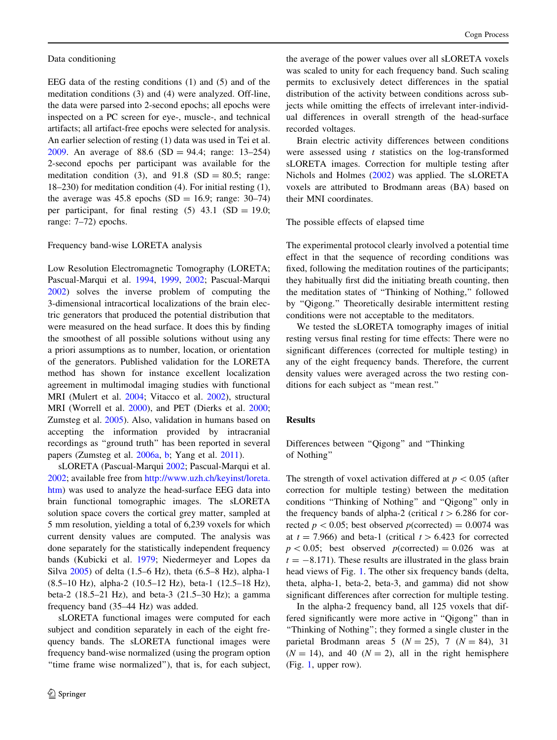### Data conditioning

EEG data of the resting conditions (1) and (5) and of the meditation conditions (3) and (4) were analyzed. Off-line, the data were parsed into 2-second epochs; all epochs were inspected on a PC screen for eye-, muscle-, and technical artifacts; all artifact-free epochs were selected for analysis. An earlier selection of resting (1) data was used in Tei et al. 2009. An average of 88.6 (SD = 94.4; range: 13–254) 2-second epochs per participant was available for the meditation condition (3), and 91.8 (SD = 80.5; range: 18–230) for meditation condition (4). For initial resting (1), the average was 45.8 epochs (SD = 16.9; range: 30–74) per participant, for final resting (5) 43.1 (SD = 19.0; range: 7–72) epochs.

### Frequency band-wise LORETA analysis

Low Resolution Electromagnetic Tomography (LORETA; Pascual-Marqui et al. 1994, 1999, 2002; Pascual-Marqui 2002) solves the inverse problem of computing the 3-dimensional intracortical localizations of the brain electric generators that produced the potential distribution that were measured on the head surface. It does this by finding the smoothest of all possible solutions without using any a priori assumptions as to number, location, or orientation of the generators. Published validation for the LORETA method has shown for instance excellent localization agreement in multimodal imaging studies with functional MRI (Mulert et al. 2004; Vitacco et al. 2002), structural MRI (Worrell et al. 2000), and PET (Dierks et al. 2000; Zumsteg et al. 2005). Also, validation in humans based on accepting the information provided by intracranial recordings as "ground truth" has been reported in several papers (Zumsteg et al. 2006a, b; Yang et al. 2011).

sLORETA (Pascual-Marqui 2002; Pascual-Marqui et al. 2002; available free from http://www.uzh.ch/keyinst/loreta.htm) was used to analyze the head-surface EEG data into brain functional tomographic images. The sLORETA solution space covers the cortical grey matter, sampled at 5 mm resolution, yielding a total of 6,239 voxels for which current density values are computed. The analysis was done separately for the statistically independent frequency bands (Kubicki et al. 1979; Niedermeyer and Lopes da Silva 2005) of delta (1.5–6 Hz), theta (6.5–8 Hz), alpha-1 (8.5–10 Hz), alpha-2 (10.5–12 Hz), beta-1 (12.5–18 Hz), beta-2 (18.5–21 Hz), and beta-3 (21.5–30 Hz); a gamma frequency band (35–44 Hz) was added.

sLORETA functional images were computed for each subject and condition separately in each of the eight frequency bands. The sLORETA functional images were frequency band-wise normalized (using the program option "time frame wise normalized"), that is, for each subject, the average of the power values over all sLORETA voxels was scaled to unity for each frequency band. Such scaling permits to exclusively detect differences in the spatial distribution of the activity between conditions across subjects while omitting the effects of irrelevant inter-individual differences in overall strength of the head-surface recorded voltages.

Brain electric activity differences between conditions were assessed using $t$ statistics on the log-transformed sLORETA images. Correction for multiple testing after Nichols and Holmes (2002) was applied. The sLORETA voxels are attributed to Brodmann areas (BA) based on their MNI coordinates.

### The possible effects of elapsed time

The experimental protocol clearly involved a potential time effect in that the sequence of recording conditions was fixed, following the meditation routines of the participants; they habitually first did the initiating breath counting, then the meditation states of "Thinking of Nothing," followed by "Qigong." Theoretically desirable intermittent resting conditions were not acceptable to the meditators.

We tested the sLORETA tomography images of initial resting versus final resting for time effects: There were no significant differences (corrected for multiple testing) in any of the eight frequency bands. Therefore, the current density values were averaged across the two resting conditions for each subject as "mean rest."

## Results

### Differences between "Qigong" and "Thinking of Nothing"

The strength of voxel activation differed at $p < 0.05$ (after correction for multiple testing) between the meditation conditions "Thinking of Nothing" and "Qigong" only in the frequency bands of alpha-2 (critical $t > 6.286$ for corrected $p < 0.05$; best observed $p(\text{corrected}) = 0.0074$ was at $t = 7.966$) and beta-1 (critical $t > 6.423$ for corrected $p < 0.05$; best observed $p(\text{corrected}) = 0.026$ was at $t = -8.171$). These results are illustrated in the glass brain head views of Fig. 1. The other six frequency bands (delta, theta, alpha-1, beta-2, beta-3, and gamma) did not show significant differences after correction for multiple testing.

In the alpha-2 frequency band, all 125 voxels that differed significantly were more active in "Qigong" than in "Thinking of Nothing"; they formed a single cluster in the parietal Brodmann areas 5 ($N = 25$), 7 ($N = 84$), 31 ($N = 14$), and 40 ($N = 2$), all in the right hemisphere (Fig. 1, upper row).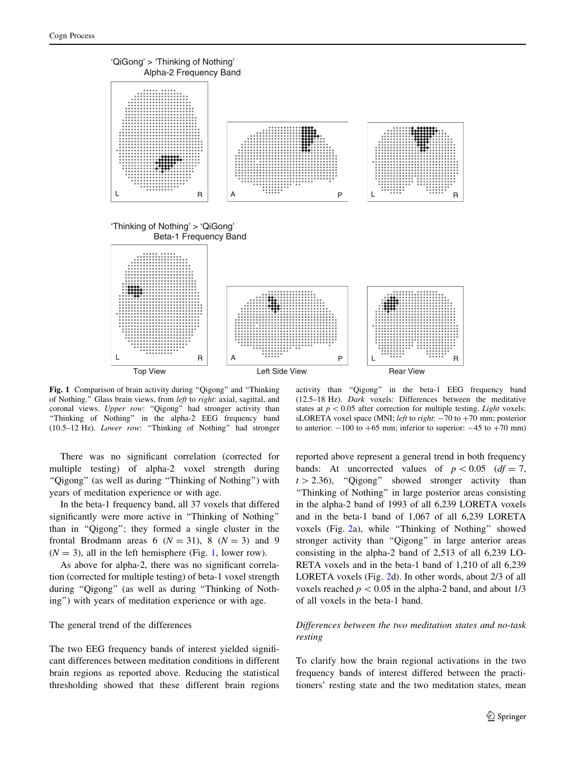'QiGong' > 'Thinking of Nothing'
Alpha-2 Frequency Band

'Thinking of Nothing' > 'QiGong'
Beta-1 Frequency Band

Top View    Left Side View    Rear View

**Fig. 1** Comparison of brain activity during "Qigong" and "Thinking of Nothing." Glass brain views, from *left* to *right*: axial, sagittal, and coronal views. *Upper row*: "Qigong" had stronger activity than "Thinking of Nothing" in the alpha-2 EEG frequency band (10.5–12 Hz). *Lower row*: "Thinking of Nothing" had stronger activity than "Qigong" in the beta-1 EEG frequency band (12.5–18 Hz). *Dark* voxels: Differences between the meditative states at $p < 0.05$ after correction for multiple testing. *Light* voxels: sLORETA voxel space (MNI; *left* to *right*: −70 to +70 mm; posterior to anterior: −100 to +65 mm; inferior to superior: −45 to +70 mm)

There was no significant correlation (corrected for multiple testing) of alpha-2 voxel strength during "Qigong" (as well as during "Thinking of Nothing") with years of meditation experience or with age.

In the beta-1 frequency band, all 37 voxels that differed significantly were more active in "Thinking of Nothing" than in "Qigong"; they formed a single cluster in the frontal Brodmann areas 6 ($N = 31$), 8 ($N = 3$) and 9 ($N = 3$), all in the left hemisphere (Fig. 1, lower row).

As above for alpha-2, there was no significant correlation (corrected for multiple testing) of beta-1 voxel strength during "Qigong" (as well as during "Thinking of Nothing") with years of meditation experience or with age.

## The general trend of the differences

The two EEG frequency bands of interest yielded significant differences between meditation conditions in different brain regions as reported above. Reducing the statistical thresholding showed that these different brain regions reported above represent a general trend in both frequency bands: At uncorrected values of $p < 0.05$ ($df = 7$, $t > 2.36$), "Qigong" showed stronger activity than "Thinking of Nothing" in large posterior areas consisting in the alpha-2 band of 1993 of all 6,239 LORETA voxels and in the beta-1 band of 1,067 of all 6,239 LORETA voxels (Fig. 2a), while "Thinking of Nothing" showed stronger activity than "Qigong" in large anterior areas consisting in the alpha-2 band of 2,513 of all 6,239 LORETA voxels and in the beta-1 band of 1,210 of all 6,239 LORETA voxels (Fig. 2d). In other words, about 2/3 of all voxels reached $p < 0.05$ in the alpha-2 band, and about 1/3 of all voxels in the beta-1 band.

## *Differences between the two meditation states and no-task resting*

To clarify how the brain regional activations in the two frequency bands of interest differed between the practitioners' resting state and the two meditation states, mean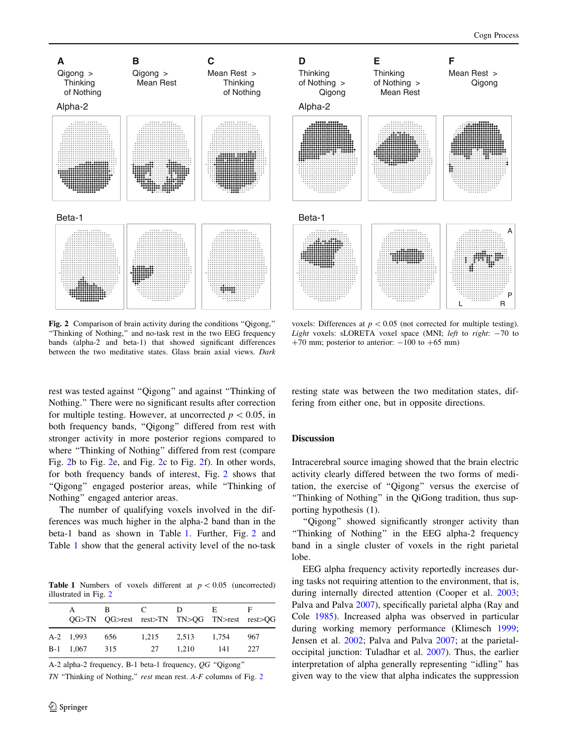**Fig. 2** Comparison of brain activity during the conditions "Qigong," "Thinking of Nothing," and no-task rest in the two EEG frequency bands (alpha-2 and beta-1) that showed significant differences between the two meditative states. Glass brain axial views. *Dark* voxels: Differences at $p < 0.05$ (not corrected for multiple testing). *Light* voxels: sLORETA voxel space (MNI; *left* to *right*: −70 to +70 mm; posterior to anterior: −100 to +65 mm)

rest was tested against "Qigong" and against "Thinking of Nothing." There were no significant results after correction for multiple testing. However, at uncorrected $p < 0.05$, in both frequency bands, "Qigong" differed from rest with stronger activity in more posterior regions compared to where "Thinking of Nothing" differed from rest (compare Fig. 2b to Fig. 2e, and Fig. 2c to Fig. 2f). In other words, for both frequency bands of interest, Fig. 2 shows that "Qigong" engaged posterior areas, while "Thinking of Nothing" engaged anterior areas.

The number of qualifying voxels involved in the differences was much higher in the alpha-2 band than in the beta-1 band as shown in Table 1. Further, Fig. 2 and Table 1 show that the general activity level of the no-task resting state was between the two meditation states, differing from either one, but in opposite directions.

**Table 1** Numbers of voxels different at $p < 0.05$ (uncorrected) illustrated in Fig. 2

| | A QG>TN | B QG>rest | C rest>TN | D TN>QG | E TN>rest | F rest>QG |
|---|---|---|---|---|---|---|
| A-2 | 1,993 | 656 | 1,215 | 2,513 | 1,754 | 967 |
| B-1 | 1,067 | 315 | 27 | 1,210 | 141 | 227 |

A-2 alpha-2 frequency, B-1 beta-1 frequency, *QG* "Qigong" *TN* "Thinking of Nothing," *rest* mean rest. *A-F* columns of Fig. 2

## Discussion

Intracerebral source imaging showed that the brain electric activity clearly differed between the two forms of meditation, the exercise of "Qigong" versus the exercise of "Thinking of Nothing" in the QiGong tradition, thus supporting hypothesis (1).

"Qigong" showed significantly stronger activity than "Thinking of Nothing" in the EEG alpha-2 frequency band in a single cluster of voxels in the right parietal lobe.

EEG alpha frequency activity reportedly increases during tasks not requiring attention to the environment, that is, during internally directed attention (Cooper et al. 2003; Palva and Palva 2007), specifically parietal alpha (Ray and Cole 1985). Increased alpha was observed in particular during working memory performance (Klimesch 1999; Jensen et al. 2002; Palva and Palva 2007; at the parietal-occipital junction: Tuladhar et al. 2007). Thus, the earlier interpretation of alpha generally representing "idling" has given way to the view that alpha indicates the suppression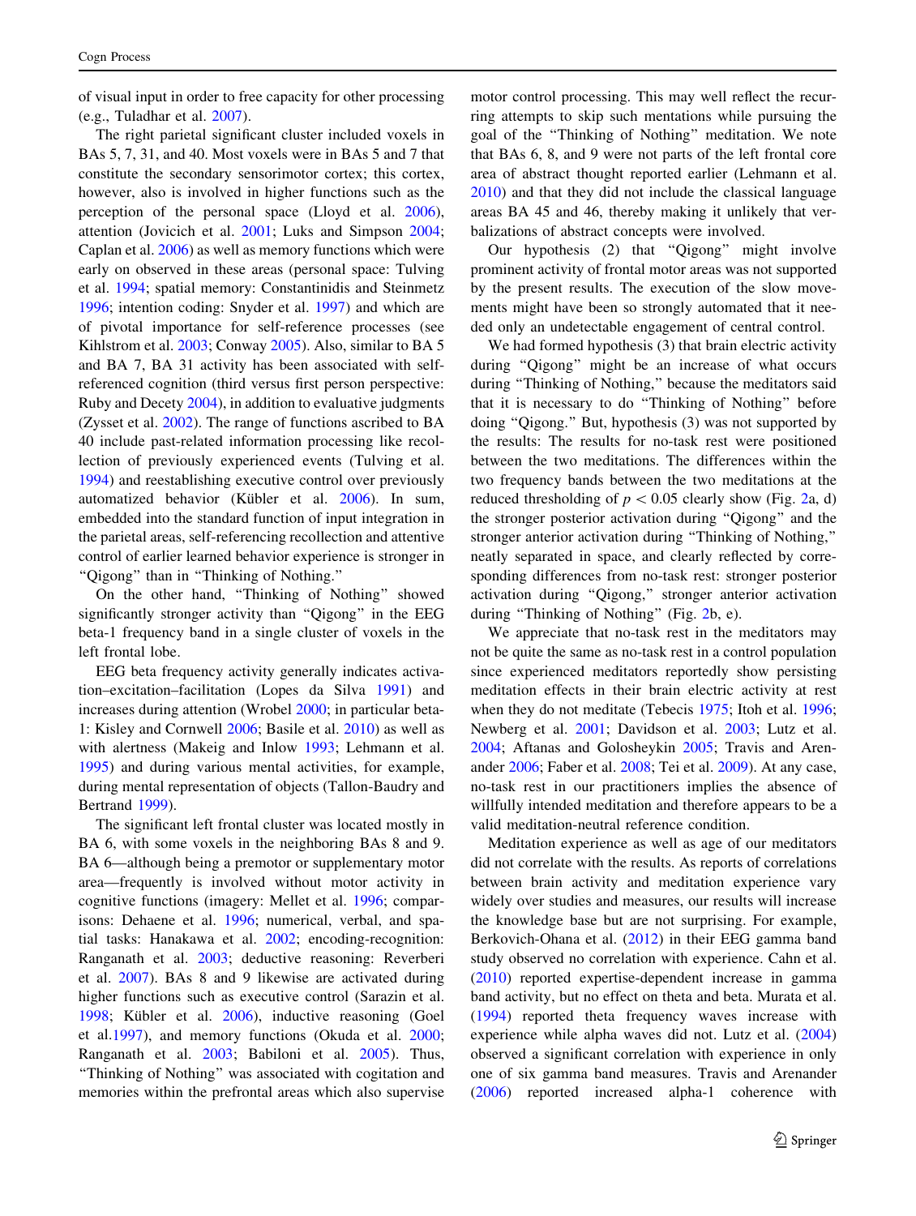of visual input in order to free capacity for other processing (e.g., Tuladhar et al. 2007).

The right parietal significant cluster included voxels in BAs 5, 7, 31, and 40. Most voxels were in BAs 5 and 7 that constitute the secondary sensorimotor cortex; this cortex, however, also is involved in higher functions such as the perception of the personal space (Lloyd et al. 2006), attention (Jovicich et al. 2001; Luks and Simpson 2004; Caplan et al. 2006) as well as memory functions which were early on observed in these areas (personal space: Tulving et al. 1994; spatial memory: Constantinidis and Steinmetz 1996; intention coding: Snyder et al. 1997) and which are of pivotal importance for self-reference processes (see Kihlstrom et al. 2003; Conway 2005). Also, similar to BA 5 and BA 7, BA 31 activity has been associated with self-referenced cognition (third versus first person perspective: Ruby and Decety 2004), in addition to evaluative judgments (Zysset et al. 2002). The range of functions ascribed to BA 40 include past-related information processing like recollection of previously experienced events (Tulving et al. 1994) and reestablishing executive control over previously automatized behavior (Kübler et al. 2006). In sum, embedded into the standard function of input integration in the parietal areas, self-referencing recollection and attentive control of earlier learned behavior experience is stronger in "Qigong" than in "Thinking of Nothing."

On the other hand, "Thinking of Nothing" showed significantly stronger activity than "Qigong" in the EEG beta-1 frequency band in a single cluster of voxels in the left frontal lobe.

EEG beta frequency activity generally indicates activation–excitation–facilitation (Lopes da Silva 1991) and increases during attention (Wrobel 2000; in particular beta-1: Kisley and Cornwell 2006; Basile et al. 2010) as well as with alertness (Makeig and Inlow 1993; Lehmann et al. 1995) and during various mental activities, for example, during mental representation of objects (Tallon-Baudry and Bertrand 1999).

The significant left frontal cluster was located mostly in BA 6, with some voxels in the neighboring BAs 8 and 9. BA 6—although being a premotor or supplementary motor area—frequently is involved without motor activity in cognitive functions (imagery: Mellet et al. 1996; comparisons: Dehaene et al. 1996; numerical, verbal, and spatial tasks: Hanakawa et al. 2002; encoding-recognition: Ranganath et al. 2003; deductive reasoning: Reverberi et al. 2007). BAs 8 and 9 likewise are activated during higher functions such as executive control (Sarazin et al. 1998; Kübler et al. 2006), inductive reasoning (Goel et al.1997), and memory functions (Okuda et al. 2000; Ranganath et al. 2003; Babiloni et al. 2005). Thus, "Thinking of Nothing" was associated with cogitation and memories within the prefrontal areas which also supervise motor control processing. This may well reflect the recurring attempts to skip such mentations while pursuing the goal of the "Thinking of Nothing" meditation. We note that BAs 6, 8, and 9 were not parts of the left frontal core area of abstract thought reported earlier (Lehmann et al. 2010) and that they did not include the classical language areas BA 45 and 46, thereby making it unlikely that verbalizations of abstract concepts were involved.

Our hypothesis (2) that "Qigong" might involve prominent activity of frontal motor areas was not supported by the present results. The execution of the slow movements might have been so strongly automated that it needed only an undetectable engagement of central control.

We had formed hypothesis (3) that brain electric activity during "Qigong" might be an increase of what occurs during "Thinking of Nothing," because the meditators said that it is necessary to do "Thinking of Nothing" before doing "Qigong." But, hypothesis (3) was not supported by the results: The results for no-task rest were positioned between the two meditations. The differences within the two frequency bands between the two meditations at the reduced thresholding of $p < 0.05$ clearly show (Fig. 2a, d) the stronger posterior activation during "Qigong" and the stronger anterior activation during "Thinking of Nothing," neatly separated in space, and clearly reflected by corresponding differences from no-task rest: stronger posterior activation during "Qigong," stronger anterior activation during "Thinking of Nothing" (Fig. 2b, e).

We appreciate that no-task rest in the meditators may not be quite the same as no-task rest in a control population since experienced meditators reportedly show persisting meditation effects in their brain electric activity at rest when they do not meditate (Tebecis 1975; Itoh et al. 1996; Newberg et al. 2001; Davidson et al. 2003; Lutz et al. 2004; Aftanas and Golosheykin 2005; Travis and Arenander 2006; Faber et al. 2008; Tei et al. 2009). At any case, no-task rest in our practitioners implies the absence of willfully intended meditation and therefore appears to be a valid meditation-neutral reference condition.

Meditation experience as well as age of our meditators did not correlate with the results. As reports of correlations between brain activity and meditation experience vary widely over studies and measures, our results will increase the knowledge base but are not surprising. For example, Berkovich-Ohana et al. (2012) in their EEG gamma band study observed no correlation with experience. Cahn et al. (2010) reported expertise-dependent increase in gamma band activity, but no effect on theta and beta. Murata et al. (1994) reported theta frequency waves increase with experience while alpha waves did not. Lutz et al. (2004) observed a significant correlation with experience in only one of six gamma band measures. Travis and Arenander (2006) reported increased alpha-1 coherence with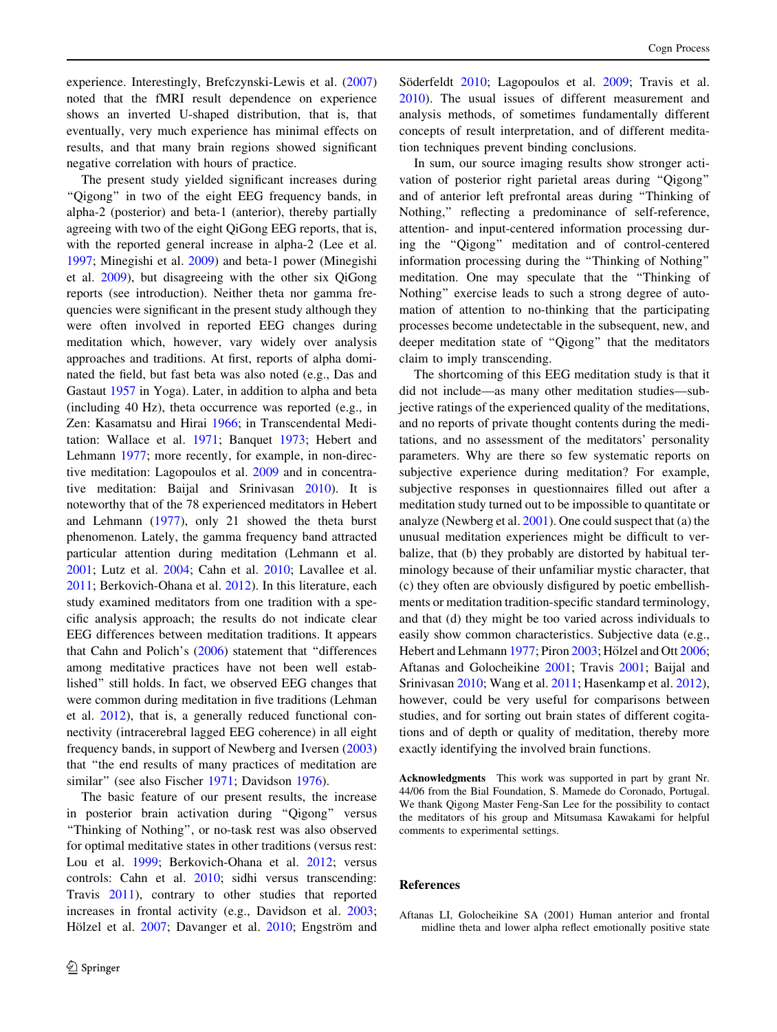experience. Interestingly, Brefczynski-Lewis et al. (2007) noted that the fMRI result dependence on experience shows an inverted U-shaped distribution, that is, that eventually, very much experience has minimal effects on results, and that many brain regions showed significant negative correlation with hours of practice.

The present study yielded significant increases during "Qigong" in two of the eight EEG frequency bands, in alpha-2 (posterior) and beta-1 (anterior), thereby partially agreeing with two of the eight QiGong EEG reports, that is, with the reported general increase in alpha-2 (Lee et al. 1997; Minegishi et al. 2009) and beta-1 power (Minegishi et al. 2009), but disagreeing with the other six QiGong reports (see introduction). Neither theta nor gamma frequencies were significant in the present study although they were often involved in reported EEG changes during meditation which, however, vary widely over analysis approaches and traditions. At first, reports of alpha dominated the field, but fast beta was also noted (e.g., Das and Gastaut 1957 in Yoga). Later, in addition to alpha and beta (including 40 Hz), theta occurrence was reported (e.g., in Zen: Kasamatsu and Hirai 1966; in Transcendental Meditation: Wallace et al. 1971; Banquet 1973; Hebert and Lehmann 1977; more recently, for example, in non-directive meditation: Lagopoulos et al. 2009 and in concentrative meditation: Baijal and Srinivasan 2010). It is noteworthy that of the 78 experienced meditators in Hebert and Lehmann (1977), only 21 showed the theta burst phenomenon. Lately, the gamma frequency band attracted particular attention during meditation (Lehmann et al. 2001; Lutz et al. 2004; Cahn et al. 2010; Lavallee et al. 2011; Berkovich-Ohana et al. 2012). In this literature, each study examined meditators from one tradition with a specific analysis approach; the results do not indicate clear EEG differences between meditation traditions. It appears that Cahn and Polich's (2006) statement that "differences among meditative practices have not been well established" still holds. In fact, we observed EEG changes that were common during meditation in five traditions (Lehman et al. 2012), that is, a generally reduced functional connectivity (intracerebral lagged EEG coherence) in all eight frequency bands, in support of Newberg and Iversen (2003) that "the end results of many practices of meditation are similar" (see also Fischer 1971; Davidson 1976).

The basic feature of our present results, the increase in posterior brain activation during "Qigong" versus "Thinking of Nothing", or no-task rest was also observed for optimal meditative states in other traditions (versus rest: Lou et al. 1999; Berkovich-Ohana et al. 2012; versus controls: Cahn et al. 2010; sidhi versus transcending: Travis 2011), contrary to other studies that reported increases in frontal activity (e.g., Davidson et al. 2003; Hölzel et al. 2007; Davanger et al. 2010; Engström and Söderfeldt 2010; Lagopoulos et al. 2009; Travis et al. 2010). The usual issues of different measurement and analysis methods, of sometimes fundamentally different concepts of result interpretation, and of different meditation techniques prevent binding conclusions.

In sum, our source imaging results show stronger activation of posterior right parietal areas during "Qigong" and of anterior left prefrontal areas during "Thinking of Nothing," reflecting a predominance of self-reference, attention- and input-centered information processing during the "Qigong" meditation and of control-centered information processing during the "Thinking of Nothing" meditation. One may speculate that the "Thinking of Nothing" exercise leads to such a strong degree of automation of attention to no-thinking that the participating processes become undetectable in the subsequent, new, and deeper meditation state of "Qigong" that the meditators claim to imply transcending.

The shortcoming of this EEG meditation study is that it did not include—as many other meditation studies—subjective ratings of the experienced quality of the meditations, and no reports of private thought contents during the meditations, and no assessment of the meditators' personality parameters. Why are there so few systematic reports on subjective experience during meditation? For example, subjective responses in questionnaires filled out after a meditation study turned out to be impossible to quantitate or analyze (Newberg et al. 2001). One could suspect that (a) the unusual meditation experiences might be difficult to verbalize, that (b) they probably are distorted by habitual terminology because of their unfamiliar mystic character, that (c) they often are obviously disfigured by poetic embellishments or meditation tradition-specific standard terminology, and that (d) they might be too varied across individuals to easily show common characteristics. Subjective data (e.g., Hebert and Lehmann 1977; Piron 2003; Hölzel and Ott 2006; Aftanas and Golocheikine 2001; Travis 2001; Baijal and Srinivasan 2010; Wang et al. 2011; Hasenkamp et al. 2012), however, could be very useful for comparisons between studies, and for sorting out brain states of different cogitations and of depth or quality of meditation, thereby more exactly identifying the involved brain functions.

**Acknowledgments** This work was supported in part by grant Nr. 44/06 from the Bial Foundation, S. Mamede do Coronado, Portugal. We thank Qigong Master Feng-San Lee for the possibility to contact the meditators of his group and Mitsumasa Kawakami for helpful comments to experimental settings.

## References

Aftanas LI, Golocheikine SA (2001) Human anterior and frontal midline theta and lower alpha reflect emotionally positive state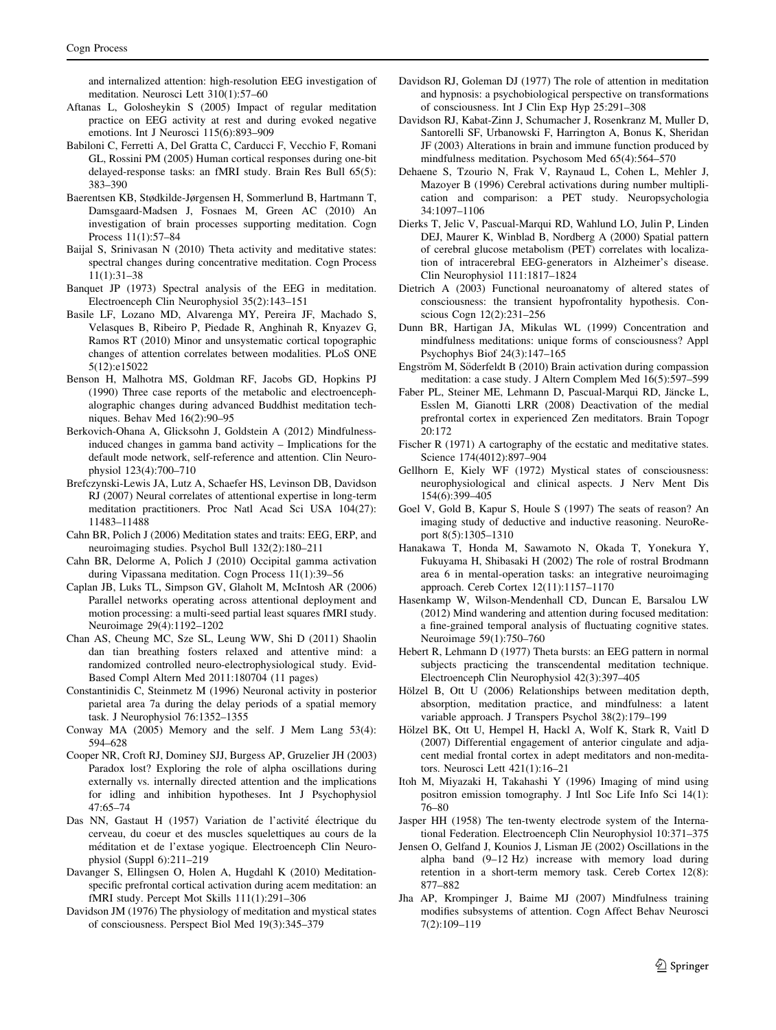and internalized attention: high-resolution EEG investigation of meditation. Neurosci Lett 310(1):57–60

Aftanas L, Golosheykin S (2005) Impact of regular meditation practice on EEG activity at rest and during evoked negative emotions. Int J Neurosci 115(6):893–909

Babiloni C, Ferretti A, Del Gratta C, Carducci F, Vecchio F, Romani GL, Rossini PM (2005) Human cortical responses during one-bit delayed-response tasks: an fMRI study. Brain Res Bull 65(5): 383–390

Baerentsen KB, Stødkilde-Jørgensen H, Sommerlund B, Hartmann T, Damsgaard-Madsen J, Fosnaes M, Green AC (2010) An investigation of brain processes supporting meditation. Cogn Process 11(1):57–84

Baijal S, Srinivasan N (2010) Theta activity and meditative states: spectral changes during concentrative meditation. Cogn Process 11(1):31–38

Banquet JP (1973) Spectral analysis of the EEG in meditation. Electroenceph Clin Neurophysiol 35(2):143–151

Basile LF, Lozano MD, Alvarenga MY, Pereira JF, Machado S, Velasques B, Ribeiro P, Piedade R, Anghinah R, Knyazev G, Ramos RT (2010) Minor and unsystematic cortical topographic changes of attention correlates between modalities. PLoS ONE 5(12):e15022

Benson H, Malhotra MS, Goldman RF, Jacobs GD, Hopkins PJ (1990) Three case reports of the metabolic and electroencephalographic changes during advanced Buddhist meditation techniques. Behav Med 16(2):90–95

Berkovich-Ohana A, Glicksohn J, Goldstein A (2012) Mindfulness-induced changes in gamma band activity – Implications for the default mode network, self-reference and attention. Clin Neurophysiol 123(4):700–710

Brefczynski-Lewis JA, Lutz A, Schaefer HS, Levinson DB, Davidson RJ (2007) Neural correlates of attentional expertise in long-term meditation practitioners. Proc Natl Acad Sci USA 104(27): 11483–11488

Cahn BR, Polich J (2006) Meditation states and traits: EEG, ERP, and neuroimaging studies. Psychol Bull 132(2):180–211

Cahn BR, Delorme A, Polich J (2010) Occipital gamma activation during Vipassana meditation. Cogn Process 11(1):39–56

Caplan JB, Luks TL, Simpson GV, Glaholt M, McIntosh AR (2006) Parallel networks operating across attentional deployment and motion processing: a multi-seed partial least squares fMRI study. Neuroimage 29(4):1192–1202

Chan AS, Cheung MC, Sze SL, Leung WW, Shi D (2011) Shaolin dan tian breathing fosters relaxed and attentive mind: a randomized controlled neuro-electrophysiological study. Evid-Based Compl Altern Med 2011:180704 (11 pages)

Constantinidis C, Steinmetz M (1996) Neuronal activity in posterior parietal area 7a during the delay periods of a spatial memory task. J Neurophysiol 76:1352–1355

Conway MA (2005) Memory and the self. J Mem Lang 53(4): 594–628

Cooper NR, Croft RJ, Dominey SJJ, Burgess AP, Gruzelier JH (2003) Paradox lost? Exploring the role of alpha oscillations during externally vs. internally directed attention and the implications for idling and inhibition hypotheses. Int J Psychophysiol 47:65–74

Das NN, Gastaut H (1957) Variation de l'activité électrique du cerveau, du coeur et des muscles squelettiques au cours de la méditation et de l'extase yogique. Electroenceph Clin Neurophysiol (Suppl 6):211–219

Davanger S, Ellingsen O, Holen A, Hugdahl K (2010) Meditation-specific prefrontal cortical activation during acem meditation: an fMRI study. Percept Mot Skills 111(1):291–306

Davidson JM (1976) The physiology of meditation and mystical states of consciousness. Perspect Biol Med 19(3):345–379

Davidson RJ, Goleman DJ (1977) The role of attention in meditation and hypnosis: a psychobiological perspective on transformations of consciousness. Int J Clin Exp Hyp 25:291–308

Davidson RJ, Kabat-Zinn J, Schumacher J, Rosenkranz M, Muller D, Santorelli SF, Urbanowski F, Harrington A, Bonus K, Sheridan JF (2003) Alterations in brain and immune function produced by mindfulness meditation. Psychosom Med 65(4):564–570

Dehaene S, Tzourio N, Frak V, Raynaud L, Cohen L, Mehler J, Mazoyer B (1996) Cerebral activations during number multiplication and comparison: a PET study. Neuropsychologia 34:1097–1106

Dierks T, Jelic V, Pascual-Marqui RD, Wahlund LO, Julin P, Linden DEJ, Maurer K, Winblad B, Nordberg A (2000) Spatial pattern of cerebral glucose metabolism (PET) correlates with localization of intracerebral EEG-generators in Alzheimer's disease. Clin Neurophysiol 111:1817–1824

Dietrich A (2003) Functional neuroanatomy of altered states of consciousness: the transient hypofrontality hypothesis. Conscious Cogn 12(2):231–256

Dunn BR, Hartigan JA, Mikulas WL (1999) Concentration and mindfulness meditations: unique forms of consciousness? Appl Psychophys Biof 24(3):147–165

Engström M, Söderfeldt B (2010) Brain activation during compassion meditation: a case study. J Altern Complem Med 16(5):597–599

Faber PL, Steiner ME, Lehmann D, Pascual-Marqui RD, Jäncke L, Esslen M, Gianotti LRR (2008) Deactivation of the medial prefrontal cortex in experienced Zen meditators. Brain Topogr 20:172

Fischer R (1971) A cartography of the ecstatic and meditative states. Science 174(4012):897–904

Gellhorn E, Kiely WF (1972) Mystical states of consciousness: neurophysiological and clinical aspects. J Nerv Ment Dis 154(6):399–405

Goel V, Gold B, Kapur S, Houle S (1997) The seats of reason? An imaging study of deductive and inductive reasoning. NeuroReport 8(5):1305–1310

Hanakawa T, Honda M, Sawamoto N, Okada T, Yonekura Y, Fukuyama H, Shibasaki H (2002) The role of rostral Brodmann area 6 in mental-operation tasks: an integrative neuroimaging approach. Cereb Cortex 12(11):1157–1170

Hasenkamp W, Wilson-Mendenhall CD, Duncan E, Barsalou LW (2012) Mind wandering and attention during focused meditation: a fine-grained temporal analysis of fluctuating cognitive states. Neuroimage 59(1):750–760

Hebert R, Lehmann D (1977) Theta bursts: an EEG pattern in normal subjects practicing the transcendental meditation technique. Electroenceph Clin Neurophysiol 42(3):397–405

Hölzel B, Ott U (2006) Relationships between meditation depth, absorption, meditation practice, and mindfulness: a latent variable approach. J Transpers Psychol 38(2):179–199

Hölzel BK, Ott U, Hempel H, Hackl A, Wolf K, Stark R, Vaitl D (2007) Differential engagement of anterior cingulate and adjacent medial frontal cortex in adept meditators and non-meditators. Neurosci Lett 421(1):16–21

Itoh M, Miyazaki H, Takahashi Y (1996) Imaging of mind using positron emission tomography. J Intl Soc Life Info Sci 14(1): 76–80

Jasper HH (1958) The ten-twenty electrode system of the International Federation. Electroenceph Clin Neurophysiol 10:371–375

Jensen O, Gelfand J, Kounios J, Lisman JE (2002) Oscillations in the alpha band (9–12 Hz) increase with memory load during retention in a short-term memory task. Cereb Cortex 12(8): 877–882

Jha AP, Krompinger J, Baime MJ (2007) Mindfulness training modifies subsystems of attention. Cogn Affect Behav Neurosci 7(2):109–119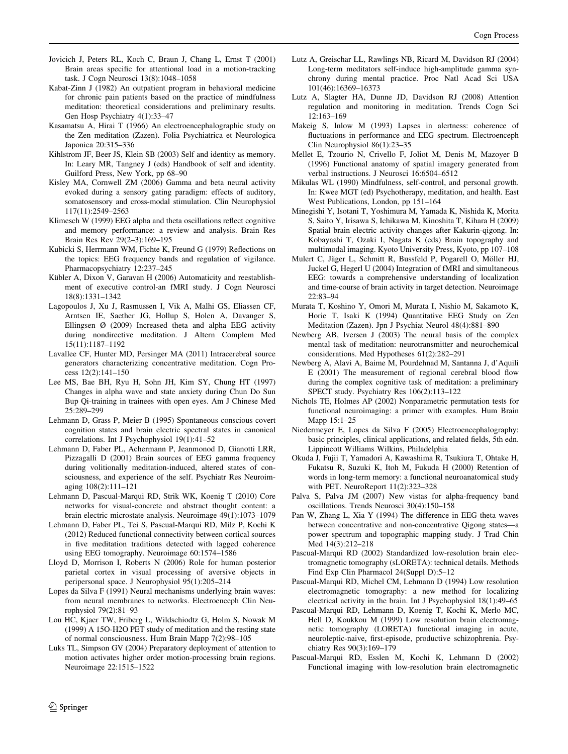Jovicich J, Peters RL, Koch C, Braun J, Chang L, Ernst T (2001) Brain areas specific for attentional load in a motion-tracking task. J Cogn Neurosci 13(8):1048–1058

Kabat-Zinn J (1982) An outpatient program in behavioral medicine for chronic pain patients based on the practice of mindfulness meditation: theoretical considerations and preliminary results. Gen Hosp Psychiatry 4(1):33–47

Kasamatsu A, Hirai T (1966) An electroencephalographic study on the Zen meditation (Zazen). Folia Psychiatrica et Neurologica Japonica 20:315–336

Kihlstrom JF, Beer JS, Klein SB (2003) Self and identity as memory. In: Leary MR, Tangney J (eds) Handbook of self and identity. Guilford Press, New York, pp 68–90

Kisley MA, Cornwell ZM (2006) Gamma and beta neural activity evoked during a sensory gating paradigm: effects of auditory, somatosensory and cross-modal stimulation. Clin Neurophysiol 117(11):2549–2563

Klimesch W (1999) EEG alpha and theta oscillations reflect cognitive and memory performance: a review and analysis. Brain Res Brain Res Rev 29(2–3):169–195

Kubicki S, Herrmann WM, Fichte K, Freund G (1979) Reflections on the topics: EEG frequency bands and regulation of vigilance. Pharmacopsychiatry 12:237–245

Kübler A, Dixon V, Garavan H (2006) Automaticity and reestablishment of executive control-an fMRI study. J Cogn Neurosci 18(8):1331–1342

Lagopoulos J, Xu J, Rasmussen I, Vik A, Malhi GS, Eliassen CF, Arntsen IE, Saether JG, Hollup S, Holen A, Davanger S, Ellingsen Ø (2009) Increased theta and alpha EEG activity during nondirective meditation. J Altern Complem Med 15(11):1187–1192

Lavallee CF, Hunter MD, Persinger MA (2011) Intracerebral source generators characterizing concentrative meditation. Cogn Process 12(2):141–150

Lee MS, Bae BH, Ryu H, Sohn JH, Kim SY, Chung HT (1997) Changes in alpha wave and state anxiety during Chun Do Sun Bup Qi-training in trainees with open eyes. Am J Chinese Med 25:289–299

Lehmann D, Grass P, Meier B (1995) Spontaneous conscious covert cognition states and brain electric spectral states in canonical correlations. Int J Psychophysiol 19(1):41–52

Lehmann D, Faber PL, Achermann P, Jeanmonod D, Gianotti LRR, Pizzagalli D (2001) Brain sources of EEG gamma frequency during volitionally meditation-induced, altered states of consciousness, and experience of the self. Psychiatr Res Neuroimaging 108(2):111–121

Lehmann D, Pascual-Marqui RD, Strik WK, Koenig T (2010) Core networks for visual-concrete and abstract thought content: a brain electric microstate analysis. Neuroimage 49(1):1073–1079

Lehmann D, Faber PL, Tei S, Pascual-Marqui RD, Milz P, Kochi K (2012) Reduced functional connectivity between cortical sources in five meditation traditions detected with lagged coherence using EEG tomography. Neuroimage 60:1574–1586

Lloyd D, Morrison I, Roberts N (2006) Role for human posterior parietal cortex in visual processing of aversive objects in peripersonal space. J Neurophysiol 95(1):205–214

Lopes da Silva F (1991) Neural mechanisms underlying brain waves: from neural membranes to networks. Electroenceph Clin Neurophysiol 79(2):81–93

Lou HC, Kjaer TW, Friberg L, Wildschiodtz G, Holm S, Nowak M (1999) A 15O-H2O PET study of meditation and the resting state of normal consciousness. Hum Brain Mapp 7(2):98–105

Luks TL, Simpson GV (2004) Preparatory deployment of attention to motion activates higher order motion-processing brain regions. Neuroimage 22:1515–1522

Lutz A, Greischar LL, Rawlings NB, Ricard M, Davidson RJ (2004) Long-term meditators self-induce high-amplitude gamma synchrony during mental practice. Proc Natl Acad Sci USA 101(46):16369–16373

Lutz A, Slagter HA, Dunne JD, Davidson RJ (2008) Attention regulation and monitoring in meditation. Trends Cogn Sci 12:163–169

Makeig S, Inlow M (1993) Lapses in alertness: coherence of fluctuations in performance and EEG spectrum. Electroenceph Clin Neurophysiol 86(1):23–35

Mellet E, Tzourio N, Crivello F, Joliot M, Denis M, Mazoyer B (1996) Functional anatomy of spatial imagery generated from verbal instructions. J Neurosci 16:6504–6512

Mikulas WL (1990) Mindfulness, self-control, and personal growth. In: Kwee MGT (ed) Psychotherapy, meditation, and health. East West Publications, London, pp 151–164

Minegishi Y, Isotani T, Yoshimura M, Yamada K, Nishida K, Morita S, Saito Y, Irisawa S, Ichikawa M, Kinoshita T, Kihara H (2009) Spatial brain electric activity changes after Kakurin-qigong. In: Kobayashi T, Ozaki I, Nagata K (eds) Brain topography and multimodal imaging. Kyoto University Press, Kyoto, pp 107–108

Mulert C, Jäger L, Schmitt R, Bussfeld P, Pogarell O, Möller HJ, Juckel G, Hegerl U (2004) Integration of fMRI and simultaneous EEG: towards a comprehensive understanding of localization and time-course of brain activity in target detection. Neuroimage 22:83–94

Murata T, Koshino Y, Omori M, Murata I, Nishio M, Sakamoto K, Horie T, Isaki K (1994) Quantitative EEG Study on Zen Meditation (Zazen). Jpn J Psychiat Neurol 48(4):881–890

Newberg AB, Iversen J (2003) The neural basis of the complex mental task of meditation: neurotransmitter and neurochemical considerations. Med Hypotheses 61(2):282–291

Newberg A, Alavi A, Baime M, Pourdehnad M, Santanna J, d'Aquili E (2001) The measurement of regional cerebral blood flow during the complex cognitive task of meditation: a preliminary SPECT study. Psychiatry Res 106(2):113–122

Nichols TE, Holmes AP (2002) Nonparametric permutation tests for functional neuroimaging: a primer with examples. Hum Brain Mapp 15:1–25

Niedermeyer E, Lopes da Silva F (2005) Electroencephalography: basic principles, clinical applications, and related fields, 5th edn. Lippincott Williams Wilkins, Philadelphia

Okuda J, Fujii T, Yamadori A, Kawashima R, Tsukiura T, Ohtake H, Fukatsu R, Suzuki K, Itoh M, Fukuda H (2000) Retention of words in long-term memory: a functional neuroanatomical study with PET. NeuroReport 11(2):323–328

Palva S, Palva JM (2007) New vistas for alpha-frequency band oscillations. Trends Neurosci 30(4):150–158

Pan W, Zhang L, Xia Y (1994) The difference in EEG theta waves between concentrative and non-concentrative Qigong states—a power spectrum and topographic mapping study. J Trad Chin Med 14(3):212–218

Pascual-Marqui RD (2002) Standardized low-resolution brain electromagnetic tomography (sLORETA): technical details. Methods Find Exp Clin Pharmacol 24(Suppl D):5–12

Pascual-Marqui RD, Michel CM, Lehmann D (1994) Low resolution electromagnetic tomography: a new method for localizing electrical activity in the brain. Int J Psychophysiol 18(1):49–65

Pascual-Marqui RD, Lehmann D, Koenig T, Kochi K, Merlo MC, Hell D, Koukkou M (1999) Low resolution brain electromagnetic tomography (LORETA) functional imaging in acute, neuroleptic-naive, first-episode, productive schizophrenia. Psychiatry Res 90(3):169–179

Pascual-Marqui RD, Esslen M, Kochi K, Lehmann D (2002) Functional imaging with low-resolution brain electromagnetic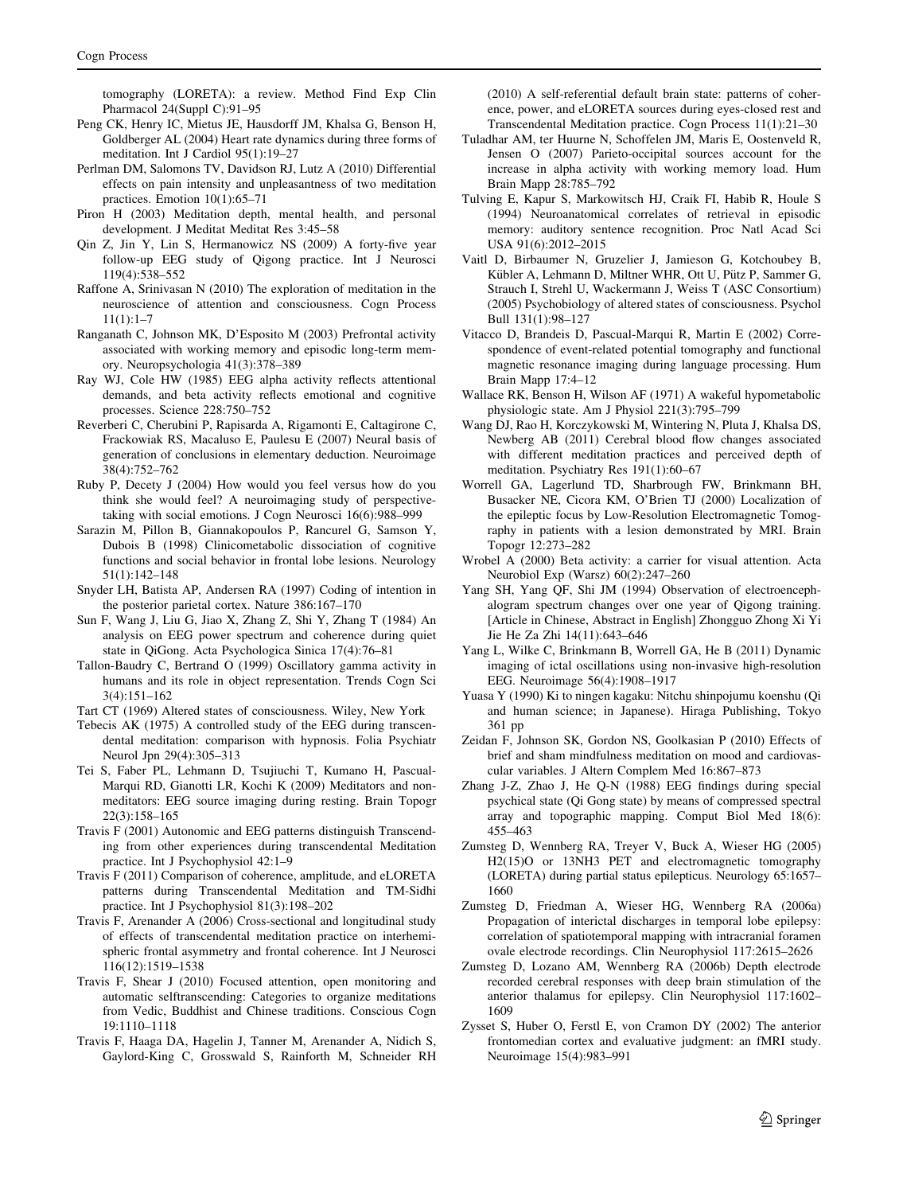tomography (LORETA): a review. Method Find Exp Clin Pharmacol 24(Suppl C):91–95

Peng CK, Henry IC, Mietus JE, Hausdorff JM, Khalsa G, Benson H, Goldberger AL (2004) Heart rate dynamics during three forms of meditation. Int J Cardiol 95(1):19–27

Perlman DM, Salomons TV, Davidson RJ, Lutz A (2010) Differential effects on pain intensity and unpleasantness of two meditation practices. Emotion 10(1):65–71

Piron H (2003) Meditation depth, mental health, and personal development. J Meditat Meditat Res 3:45–58

Qin Z, Jin Y, Lin S, Hermanowicz NS (2009) A forty-five year follow-up EEG study of Qigong practice. Int J Neurosci 119(4):538–552

Raffone A, Srinivasan N (2010) The exploration of meditation in the neuroscience of attention and consciousness. Cogn Process 11(1):1–7

Ranganath C, Johnson MK, D'Esposito M (2003) Prefrontal activity associated with working memory and episodic long-term memory. Neuropsychologia 41(3):378–389

Ray WJ, Cole HW (1985) EEG alpha activity reflects attentional demands, and beta activity reflects emotional and cognitive processes. Science 228:750–752

Reverberi C, Cherubini P, Rapisarda A, Rigamonti E, Caltagirone C, Frackowiak RS, Macaluso E, Paulesu E (2007) Neural basis of generation of conclusions in elementary deduction. Neuroimage 38(4):752–762

Ruby P, Decety J (2004) How would you feel versus how do you think she would feel? A neuroimaging study of perspective-taking with social emotions. J Cogn Neurosci 16(6):988–999

Sarazin M, Pillon B, Giannakopoulos P, Rancurel G, Samson Y, Dubois B (1998) Clinicometabolic dissociation of cognitive functions and social behavior in frontal lobe lesions. Neurology 51(1):142–148

Snyder LH, Batista AP, Andersen RA (1997) Coding of intention in the posterior parietal cortex. Nature 386:167–170

Sun F, Wang J, Liu G, Jiao X, Zhang Z, Shi Y, Zhang T (1984) An analysis on EEG power spectrum and coherence during quiet state in QiGong. Acta Psychologica Sinica 17(4):76–81

Tallon-Baudry C, Bertrand O (1999) Oscillatory gamma activity in humans and its role in object representation. Trends Cogn Sci 3(4):151–162

Tart CT (1969) Altered states of consciousness. Wiley, New York

Tebecis AK (1975) A controlled study of the EEG during transcendental meditation: comparison with hypnosis. Folia Psychiatr Neurol Jpn 29(4):305–313

Tei S, Faber PL, Lehmann D, Tsujiuchi T, Kumano H, Pascual-Marqui RD, Gianotti LR, Kochi K (2009) Meditators and non-meditators: EEG source imaging during resting. Brain Topogr 22(3):158–165

Travis F (2001) Autonomic and EEG patterns distinguish Transcending from other experiences during transcendental Meditation practice. Int J Psychophysiol 42:1–9

Travis F (2011) Comparison of coherence, amplitude, and eLORETA patterns during Transcendental Meditation and TM-Sidhi practice. Int J Psychophysiol 81(3):198–202

Travis F, Arenander A (2006) Cross-sectional and longitudinal study of effects of transcendental meditation practice on interhemispheric frontal asymmetry and frontal coherence. Int J Neurosci 116(12):1519–1538

Travis F, Shear J (2010) Focused attention, open monitoring and automatic selftranscending: Categories to organize meditations from Vedic, Buddhist and Chinese traditions. Conscious Cogn 19:1110–1118

Travis F, Haaga DA, Hagelin J, Tanner M, Arenander A, Nidich S, Gaylord-King C, Grosswald S, Rainforth M, Schneider RH (2010) A self-referential default brain state: patterns of coherence, power, and eLORETA sources during eyes-closed rest and Transcendental Meditation practice. Cogn Process 11(1):21–30

Tuladhar AM, ter Huurne N, Schoffelen JM, Maris E, Oostenveld R, Jensen O (2007) Parieto-occipital sources account for the increase in alpha activity with working memory load. Hum Brain Mapp 28:785–792

Tulving E, Kapur S, Markowitsch HJ, Craik FI, Habib R, Houle S (1994) Neuroanatomical correlates of retrieval in episodic memory: auditory sentence recognition. Proc Natl Acad Sci USA 91(6):2012–2015

Vaitl D, Birbaumer N, Gruzelier J, Jamieson G, Kotchoubey B, Kübler A, Lehmann D, Miltner WHR, Ott U, Pütz P, Sammer G, Strauch I, Strehl U, Wackermann J, Weiss T (ASC Consortium) (2005) Psychobiology of altered states of consciousness. Psychol Bull 131(1):98–127

Vitacco D, Brandeis D, Pascual-Marqui R, Martin E (2002) Correspondence of event-related potential tomography and functional magnetic resonance imaging during language processing. Hum Brain Mapp 17:4–12

Wallace RK, Benson H, Wilson AF (1971) A wakeful hypometabolic physiologic state. Am J Physiol 221(3):795–799

Wang DJ, Rao H, Korczykowski M, Wintering N, Pluta J, Khalsa DS, Newberg AB (2011) Cerebral blood flow changes associated with different meditation practices and perceived depth of meditation. Psychiatry Res 191(1):60–67

Worrell GA, Lagerlund TD, Sharbrough FW, Brinkmann BH, Busacker NE, Cicora KM, O'Brien TJ (2000) Localization of the epileptic focus by Low-Resolution Electromagnetic Tomography in patients with a lesion demonstrated by MRI. Brain Topogr 12:273–282

Wrobel A (2000) Beta activity: a carrier for visual attention. Acta Neurobiol Exp (Warsz) 60(2):247–260

Yang SH, Yang QF, Shi JM (1994) Observation of electroencephalogram spectrum changes over one year of Qigong training. [Article in Chinese, Abstract in English] Zhongguo Zhong Xi Yi Jie He Za Zhi 14(11):643–646

Yang L, Wilke C, Brinkmann B, Worrell GA, He B (2011) Dynamic imaging of ictal oscillations using non-invasive high-resolution EEG. Neuroimage 56(4):1908–1917

Yuasa Y (1990) Ki to ningen kagaku: Nitchu shinpojumu koenshu (Qi and human science; in Japanese). Hiraga Publishing, Tokyo 361 pp

Zeidan F, Johnson SK, Gordon NS, Goolkasian P (2010) Effects of brief and sham mindfulness meditation on mood and cardiovascular variables. J Altern Complem Med 16:867–873

Zhang J-Z, Zhao J, He Q-N (1988) EEG findings during special psychical state (Qi Gong state) by means of compressed spectral array and topographic mapping. Comput Biol Med 18(6): 455–463

Zumsteg D, Wennberg RA, Treyer V, Buck A, Wieser HG (2005) H2(15)O or 13NH3 PET and electromagnetic tomography (LORETA) during partial status epilepticus. Neurology 65:1657–1660

Zumsteg D, Friedman A, Wieser HG, Wennberg RA (2006a) Propagation of interictal discharges in temporal lobe epilepsy: correlation of spatiotemporal mapping with intracranial foramen ovale electrode recordings. Clin Neurophysiol 117:2615–2626

Zumsteg D, Lozano AM, Wennberg RA (2006b) Depth electrode recorded cerebral responses with deep brain stimulation of the anterior thalamus for epilepsy. Clin Neurophysiol 117:1602–1609

Zysset S, Huber O, Ferstl E, von Cramon DY (2002) The anterior frontomedian cortex and evaluative judgment: an fMRI study. Neuroimage 15(4):983–991